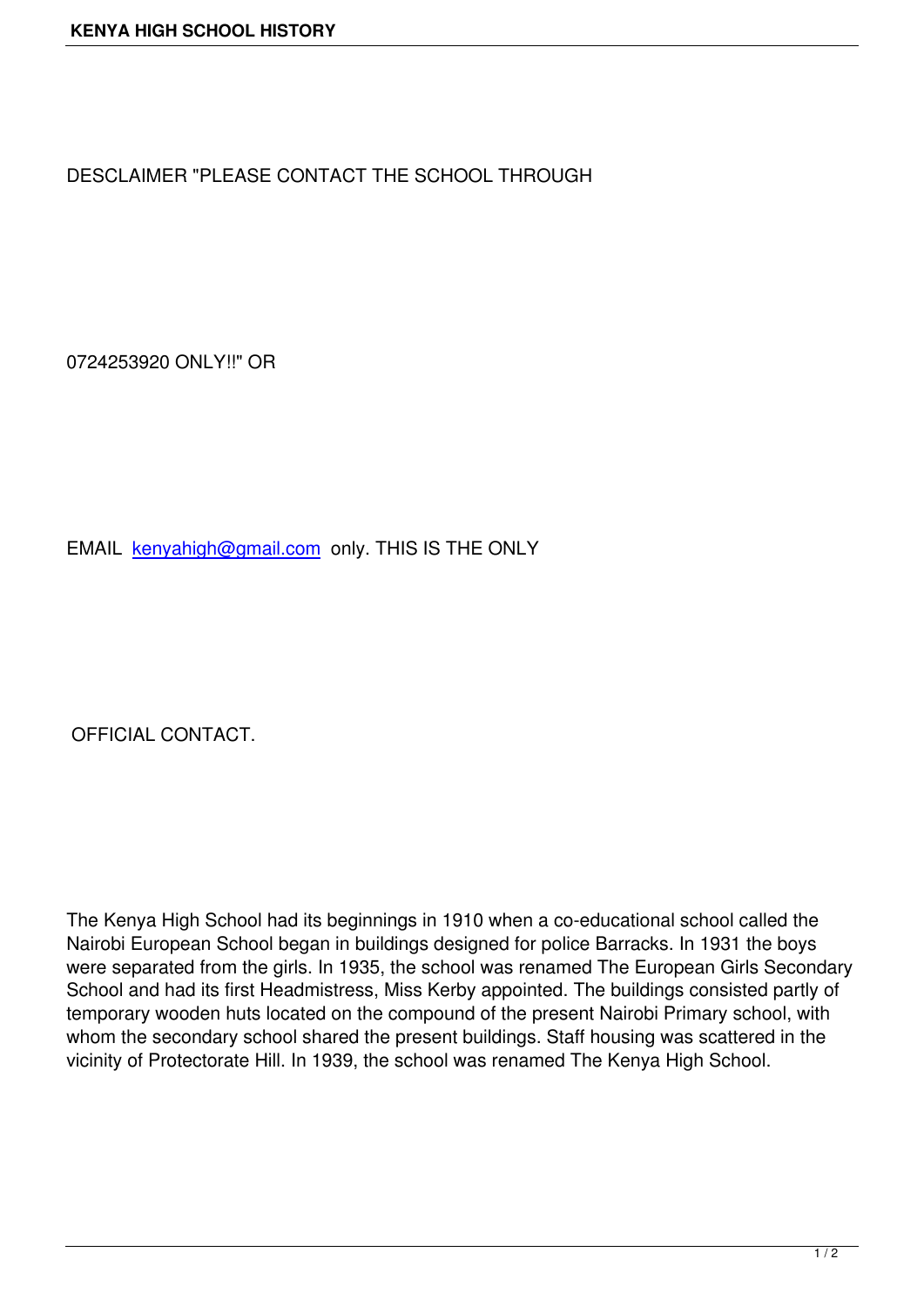# KENYA HIGH SCHOOL HISTORY

DESCLAIMER "PLEASE CONTACT THE SCHOOL THROUGH

0724253920 ONLY!!" OR

EMAIL kenyahigh@gmail.com only. THIS IS THE ONLY

OFFICIAL CONTACT.

The Kenya High School had its beginnings in 1910 when a co-educational school called the Nairobi European School began in buildings designed for police Barracks. In 1931 the boys were separated from the girls. In 1935, the school was renamed The European Girls Secondary School and had its first Headmistress, Miss Kerby appointed. The buildings consisted partly of temporary wooden huts located on the compound of the present Nairobi Primary school, with whom the secondary school shared the present buildings. Staff housing was scattered in the vicinity of Protectorate Hill. In 1939, the school was renamed The Kenya High School.